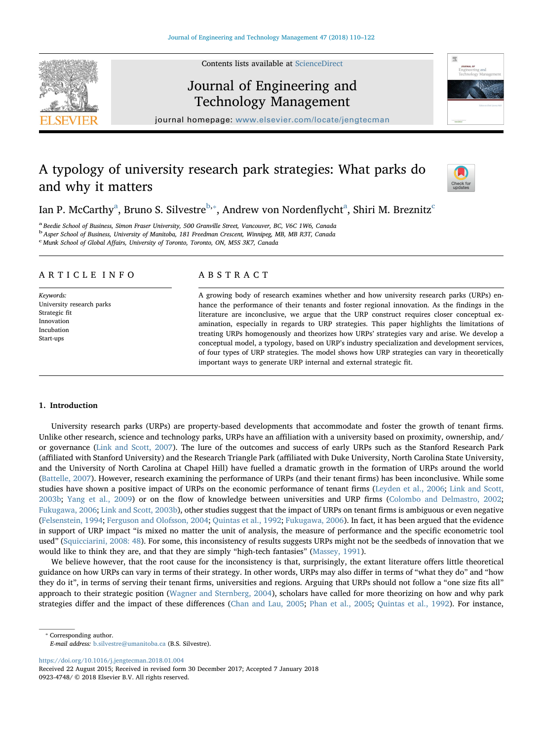# A typology of university research park strategies: What parks do and why it matters

Ian P. McCarthy[a], Bruno S. Silvestre[b,*], Andrew von Nordenflycht[a], Shiri M. Breznitz[c]

[a] Beedie School of Business, Simon Fraser University, 500 Granville Street, Vancouver, BC, V6C 1W6, Canada
[b] Asper School of Business, University of Manitoba, 181 Freedman Crescent, Winnipeg, MB, MB R3T, Canada
[c] Munk School of Global Affairs, University of Toronto, Toronto, ON, M5S 3K7, Canada

## ARTICLE INFO

*Keywords:*
University research parks
Strategic fit
Innovation
Incubation
Start-ups

## ABSTRACT

A growing body of research examines whether and how university research parks (URPs) enhance the performance of their tenants and foster regional innovation. As the findings in the literature are inconclusive, we argue that the URP construct requires closer conceptual examination, especially in regards to URP strategies. This paper highlights the limitations of treating URPs homogenously and theorizes how URPs' strategies vary and arise. We develop a conceptual model, a typology, based on URP's industry specialization and development services, of four types of URP strategies. The model shows how URP strategies can vary in theoretically important ways to generate URP internal and external strategic fit.

## 1. Introduction

University research parks (URPs) are property-based developments that accommodate and foster the growth of tenant firms. Unlike other research, science and technology parks, URPs have an affiliation with a university based on proximity, ownership, and/or governance (Link and Scott, 2007). The lure of the outcomes and success of early URPs such as the Stanford Research Park (affiliated with Stanford University) and the Research Triangle Park (affiliated with Duke University, North Carolina State University, and the University of North Carolina at Chapel Hill) have fuelled a dramatic growth in the formation of URPs around the world (Battelle, 2007). However, research examining the performance of URPs (and their tenant firms) has been inconclusive. While some studies have shown a positive impact of URPs on the economic performance of tenant firms (Leyden et al., 2006; Link and Scott, 2003b; Yang et al., 2009) or on the flow of knowledge between universities and URP firms (Colombo and Delmastro, 2002; Fukugawa, 2006; Link and Scott, 2003b), other studies suggest that the impact of URPs on tenant firms is ambiguous or even negative (Felsenstein, 1994; Ferguson and Olofsson, 2004; Quintas et al., 1992; Fukugawa, 2006). In fact, it has been argued that the evidence in support of URP impact "is mixed no matter the unit of analysis, the measure of performance and the specific econometric tool used" (Squicciarini, 2008: 48). For some, this inconsistency of results suggests URPs might not be the seedbeds of innovation that we would like to think they are, and that they are simply "high-tech fantasies" (Massey, 1991).

We believe however, that the root cause for the inconsistency is that, surprisingly, the extant literature offers little theoretical guidance on how URPs can vary in terms of their strategy. In other words, URPs may also differ in terms of "what they do" and "how they do it", in terms of serving their tenant firms, universities and regions. Arguing that URPs should not follow a "one size fits all" approach to their strategic position (Wagner and Sternberg, 2004), scholars have called for more theorizing on how and why park strategies differ and the impact of these differences (Chan and Lau, 2005; Phan et al., 2005; Quintas et al., 1992). For instance,

* Corresponding author.
*E-mail address:* b.silvestre@umanitoba.ca (B.S. Silvestre).

https://doi.org/10.1016/j.jengtecman.2018.01.004
Received 22 August 2015; Received in revised form 30 December 2017; Accepted 7 January 2018
0923-4748/ © 2018 Elsevier B.V. All rights reserved.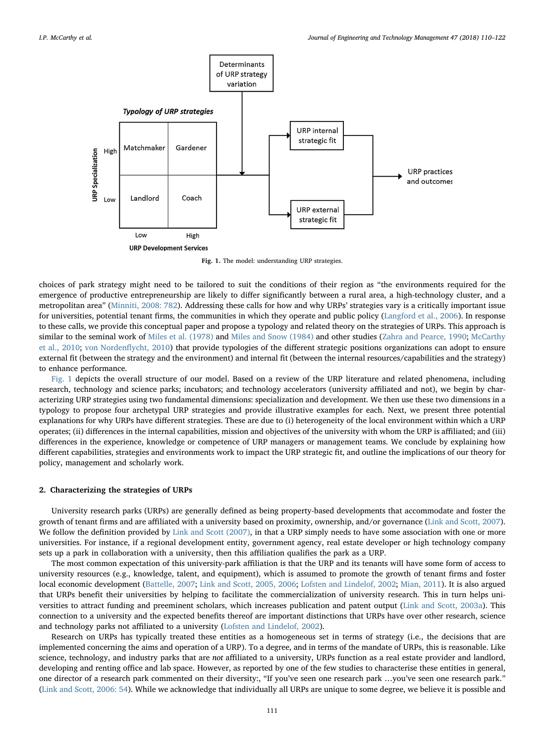**Fig. 1.** The model: understanding URP strategies.

choices of park strategy might need to be tailored to suit the conditions of their region as "the environments required for the emergence of productive entrepreneurship are likely to differ significantly between a rural area, a high-technology cluster, and a metropolitan area" (Minniti, 2008: 782). Addressing these calls for how and why URPs' strategies vary is a critically important issue for universities, potential tenant firms, the communities in which they operate and public policy (Langford et al., 2006). In response to these calls, we provide this conceptual paper and propose a typology and related theory on the strategies of URPs. This approach is similar to the seminal work of Miles et al. (1978) and Miles and Snow (1984) and other studies (Zahra and Pearce, 1990; McCarthy et al., 2010; von Nordenflycht, 2010) that provide typologies of the different strategic positions organizations can adopt to ensure external fit (between the strategy and the environment) and internal fit (between the internal resources/capabilities and the strategy) to enhance performance.

Fig. 1 depicts the overall structure of our model. Based on a review of the URP literature and related phenomena, including research, technology and science parks; incubators; and technology accelerators (university affiliated and not), we begin by characterizing URP strategies using two fundamental dimensions: specialization and development. We then use these two dimensions in a typology to propose four archetypal URP strategies and provide illustrative examples for each. Next, we present three potential explanations for why URPs have different strategies. These are due to (i) heterogeneity of the local environment within which a URP operates; (ii) differences in the internal capabilities, mission and objectives of the university with whom the URP is affiliated; and (iii) differences in the experience, knowledge or competence of URP managers or management teams. We conclude by explaining how different capabilities, strategies and environments work to impact the URP strategic fit, and outline the implications of our theory for policy, management and scholarly work.

## 2. Characterizing the strategies of URPs

University research parks (URPs) are generally defined as being property-based developments that accommodate and foster the growth of tenant firms and are affiliated with a university based on proximity, ownership, and/or governance (Link and Scott, 2007). We follow the definition provided by Link and Scott (2007), in that a URP simply needs to have some association with one or more universities. For instance, if a regional development entity, government agency, real estate developer or high technology company sets up a park in collaboration with a university, then this affiliation qualifies the park as a URP.

The most common expectation of this university-park affiliation is that the URP and its tenants will have some form of access to university resources (e.g., knowledge, talent, and equipment), which is assumed to promote the growth of tenant firms and foster local economic development (Battelle, 2007; Link and Scott, 2005, 2006; Lofsten and Lindelof, 2002; Mian, 2011). It is also argued that URPs benefit their universities by helping to facilitate the commercialization of university research. This in turn helps universities to attract funding and preeminent scholars, which increases publication and patent output (Link and Scott, 2003a). This connection to a university and the expected benefits thereof are important distinctions that URPs have over other research, science and technology parks not affiliated to a university (Lofsten and Lindelof, 2002).

Research on URPs has typically treated these entities as a homogeneous set in terms of strategy (i.e., the decisions that are implemented concerning the aims and operation of a URP). To a degree, and in terms of the mandate of URPs, this is reasonable. Like science, technology, and industry parks that are *not* affiliated to a university, URPs function as a real estate provider and landlord, developing and renting office and lab space. However, as reported by one of the few studies to characterise these entities in general, one director of a research park commented on their diversity:, "If you've seen one research park …you've seen one research park." (Link and Scott, 2006: 54). While we acknowledge that individually all URPs are unique to some degree, we believe it is possible and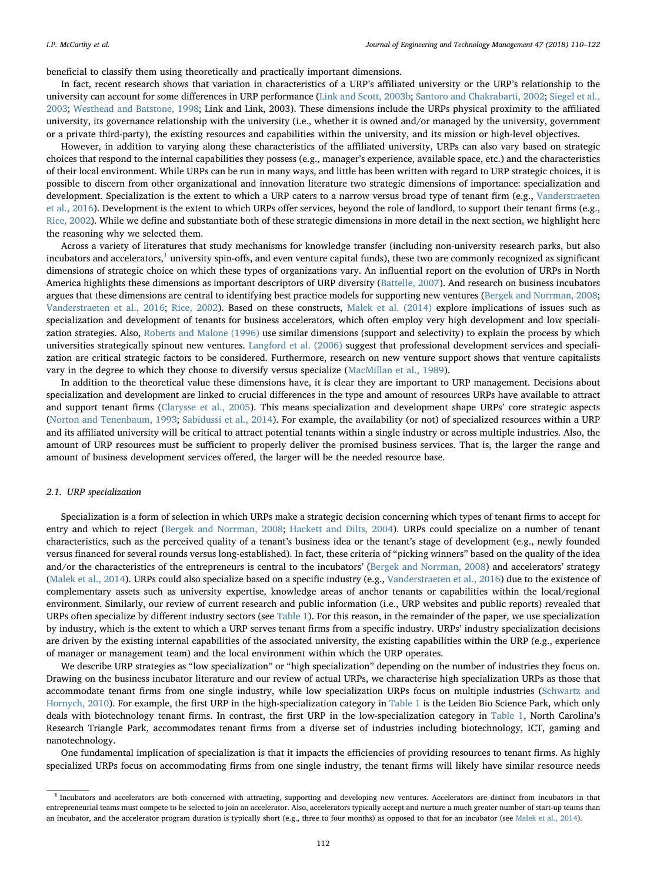beneficial to classify them using theoretically and practically important dimensions.

In fact, recent research shows that variation in characteristics of a URP's affiliated university or the URP's relationship to the university can account for some differences in URP performance (Link and Scott, 2003b; Santoro and Chakrabarti, 2002; Siegel et al., 2003; Westhead and Batstone, 1998; Link and Link, 2003). These dimensions include the URPs physical proximity to the affiliated university, its governance relationship with the university (i.e., whether it is owned and/or managed by the university, government or a private third-party), the existing resources and capabilities within the university, and its mission or high-level objectives.

However, in addition to varying along these characteristics of the affiliated university, URPs can also vary based on strategic choices that respond to the internal capabilities they possess (e.g., manager's experience, available space, etc.) and the characteristics of their local environment. While URPs can be run in many ways, and little has been written with regard to URP strategic choices, it is possible to discern from other organizational and innovation literature two strategic dimensions of importance: specialization and development. Specialization is the extent to which a URP caters to a narrow versus broad type of tenant firm (e.g., Vanderstraeten et al., 2016). Development is the extent to which URPs offer services, beyond the role of landlord, to support their tenant firms (e.g., Rice, 2002). While we define and substantiate both of these strategic dimensions in more detail in the next section, we highlight here the reasoning why we selected them.

Across a variety of literatures that study mechanisms for knowledge transfer (including non-university research parks, but also incubators and accelerators,[1] university spin-offs, and even venture capital funds), these two are commonly recognized as significant dimensions of strategic choice on which these types of organizations vary. An influential report on the evolution of URPs in North America highlights these dimensions as important descriptors of URP diversity (Battelle, 2007). And research on business incubators argues that these dimensions are central to identifying best practice models for supporting new ventures (Bergek and Norrman, 2008; Vanderstraeten et al., 2016; Rice, 2002). Based on these constructs, Malek et al. (2014) explore implications of issues such as specialization and development of tenants for business accelerators, which often employ very high development and low specialization strategies. Also, Roberts and Malone (1996) use similar dimensions (support and selectivity) to explain the process by which universities strategically spinout new ventures. Langford et al. (2006) suggest that professional development services and specialization are critical strategic factors to be considered. Furthermore, research on new venture support shows that venture capitalists vary in the degree to which they choose to diversify versus specialize (MacMillan et al., 1989).

In addition to the theoretical value these dimensions have, it is clear they are important to URP management. Decisions about specialization and development are linked to crucial differences in the type and amount of resources URPs have available to attract and support tenant firms (Clarysse et al., 2005). This means specialization and development shape URPs' core strategic aspects (Norton and Tenenbaum, 1993; Sabidussi et al., 2014). For example, the availability (or not) of specialized resources within a URP and its affiliated university will be critical to attract potential tenants within a single industry or across multiple industries. Also, the amount of URP resources must be sufficient to properly deliver the promised business services. That is, the larger the range and amount of business development services offered, the larger will be the needed resource base.

### 2.1. URP specialization

Specialization is a form of selection in which URPs make a strategic decision concerning which types of tenant firms to accept for entry and which to reject (Bergek and Norrman, 2008; Hackett and Dilts, 2004). URPs could specialize on a number of tenant characteristics, such as the perceived quality of a tenant's business idea or the tenant's stage of development (e.g., newly founded versus financed for several rounds versus long-established). In fact, these criteria of "picking winners" based on the quality of the idea and/or the characteristics of the entrepreneurs is central to the incubators' (Bergek and Norrman, 2008) and accelerators' strategy (Malek et al., 2014). URPs could also specialize based on a specific industry (e.g., Vanderstraeten et al., 2016) due to the existence of complementary assets such as university expertise, knowledge areas of anchor tenants or capabilities within the local/regional environment. Similarly, our review of current research and public information (i.e., URP websites and public reports) revealed that URPs often specialize by different industry sectors (see Table 1). For this reason, in the remainder of the paper, we use specialization by industry, which is the extent to which a URP serves tenant firms from a specific industry. URPs' industry specialization decisions are driven by the existing internal capabilities of the associated university, the existing capabilities within the URP (e.g., experience of manager or management team) and the local environment within which the URP operates.

We describe URP strategies as "low specialization" or "high specialization" depending on the number of industries they focus on. Drawing on the business incubator literature and our review of actual URPs, we characterise high specialization URPs as those that accommodate tenant firms from one single industry, while low specialization URPs focus on multiple industries (Schwartz and Hornych, 2010). For example, the first URP in the high-specialization category in Table 1 is the Leiden Bio Science Park, which only deals with biotechnology tenant firms. In contrast, the first URP in the low-specialization category in Table 1, North Carolina's Research Triangle Park, accommodates tenant firms from a diverse set of industries including biotechnology, ICT, gaming and nanotechnology.

One fundamental implication of specialization is that it impacts the efficiencies of providing resources to tenant firms. As highly specialized URPs focus on accommodating firms from one single industry, the tenant firms will likely have similar resource needs

[1] Incubators and accelerators are both concerned with attracting, supporting and developing new ventures. Accelerators are distinct from incubators in that entrepreneurial teams must compete to be selected to join an accelerator. Also, accelerators typically accept and nurture a much greater number of start-up teams than an incubator, and the accelerator program duration is typically short (e.g., three to four months) as opposed to that for an incubator (see Malek et al., 2014).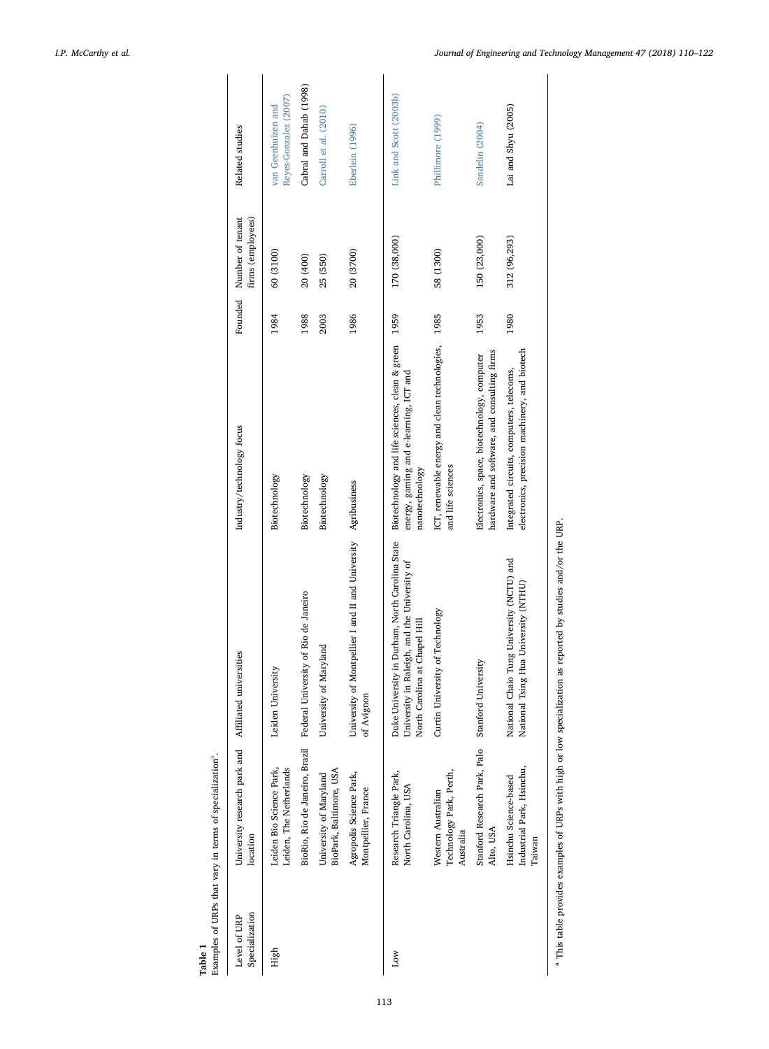**Table 1**
Examples of URPs that vary in terms of specialization[a].

| Level of URP Specialization | University research park and location | Affiliated universities | Industry/technology focus | Founded | Number of tenant firms (employees) | Related studies |
|---|---|---|---|---|---|---|
| High | Leiden Bio Science Park, Leiden, The Netherlands | Leiden University | Biotechnology | 1984 | 60 (3100) | van Geenhuizen and Reyes-Gonzalez (2007) |
| | BioRio, Rio de Janeiro, Brazil | Federal University of Rio de Janeiro | Biotechnology | 1988 | 20 (400) | Cabral and Dahab (1998) |
| | University of Maryland BioPark, Baltimore, USA | University of Maryland | Biotechnology | 2003 | 25 (550) | Carroll et al. (2010) |
| | Agropolis Science Park, Montpellier, France | University of Montpellier I and II and University of Avignon | Agribusiness | 1986 | 20 (3700) | Eberlein (1996) |
| Low | Research Triangle Park, North Carolina, USA | Duke University in Durham, North Carolina State University in Raleigh, and the University of North Carolina at Chapel Hill | Biotechnology and life sciences, clean & green energy, gaming and e-learning, ICT and nanotechnology | 1959 | 170 (38,000) | Link and Scott (2003b) |
| | Western Australian Technology Park, Perth, Australia | Curtin University of Technology | ICT, renewable energy and clean technologies, and life sciences | 1985 | 58 (1300) | Phillimore (1999) |
| | Stanford Research Park, Palo Alto, USA | Stanford University | Electronics, space, biotechnology, computer hardware and software, and consulting firms | 1953 | 150 (23,000) | Sandelin (2004) |
| | Hsinchu Science-based Industrial Park, Hsinchu, Taiwan | National Chiao Tung University (NCTU) and National Tsing Hua University (NTHU) | Integrated circuits, computers, telecoms, electronics, precision machinery, and biotech | 1980 | 312 (96,293) | Lai and Shyu (2005) |

[a] This table provides examples of URPs with high or low specialization as reported by studies and/or the URP.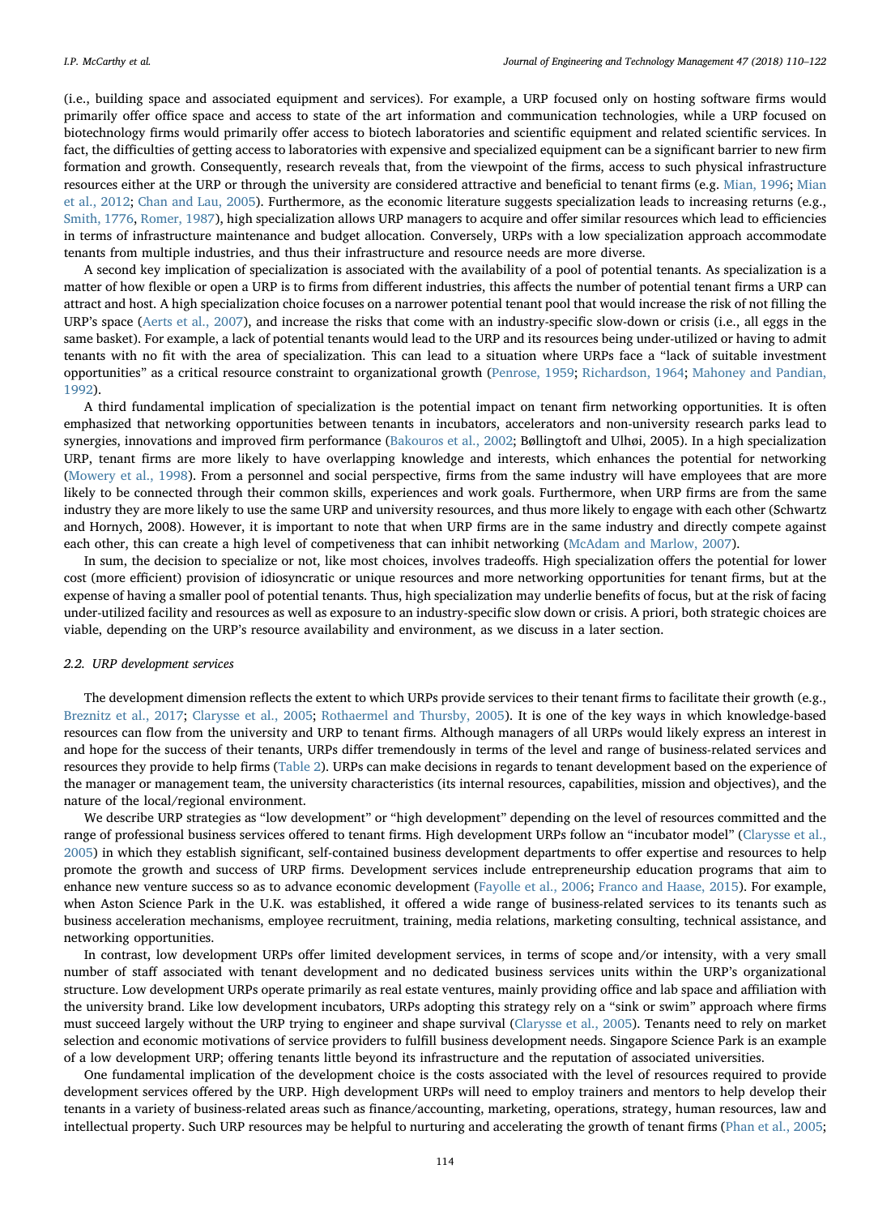(i.e., building space and associated equipment and services). For example, a URP focused only on hosting software firms would primarily offer office space and access to state of the art information and communication technologies, while a URP focused on biotechnology firms would primarily offer access to biotech laboratories and scientific equipment and related scientific services. In fact, the difficulties of getting access to laboratories with expensive and specialized equipment can be a significant barrier to new firm formation and growth. Consequently, research reveals that, from the viewpoint of the firms, access to such physical infrastructure resources either at the URP or through the university are considered attractive and beneficial to tenant firms (e.g. Mian, 1996; Mian et al., 2012; Chan and Lau, 2005). Furthermore, as the economic literature suggests specialization leads to increasing returns (e.g., Smith, 1776, Romer, 1987), high specialization allows URP managers to acquire and offer similar resources which lead to efficiencies in terms of infrastructure maintenance and budget allocation. Conversely, URPs with a low specialization approach accommodate tenants from multiple industries, and thus their infrastructure and resource needs are more diverse.

A second key implication of specialization is associated with the availability of a pool of potential tenants. As specialization is a matter of how flexible or open a URP is to firms from different industries, this affects the number of potential tenant firms a URP can attract and host. A high specialization choice focuses on a narrower potential tenant pool that would increase the risk of not filling the URP's space (Aerts et al., 2007), and increase the risks that come with an industry-specific slow-down or crisis (i.e., all eggs in the same basket). For example, a lack of potential tenants would lead to the URP and its resources being under-utilized or having to admit tenants with no fit with the area of specialization. This can lead to a situation where URPs face a "lack of suitable investment opportunities" as a critical resource constraint to organizational growth (Penrose, 1959; Richardson, 1964; Mahoney and Pandian, 1992).

A third fundamental implication of specialization is the potential impact on tenant firm networking opportunities. It is often emphasized that networking opportunities between tenants in incubators, accelerators and non-university research parks lead to synergies, innovations and improved firm performance (Bakouros et al., 2002; Bøllingtoft and Ulhøi, 2005). In a high specialization URP, tenant firms are more likely to have overlapping knowledge and interests, which enhances the potential for networking (Mowery et al., 1998). From a personnel and social perspective, firms from the same industry will have employees that are more likely to be connected through their common skills, experiences and work goals. Furthermore, when URP firms are from the same industry they are more likely to use the same URP and university resources, and thus more likely to engage with each other (Schwartz and Hornych, 2008). However, it is important to note that when URP firms are in the same industry and directly compete against each other, this can create a high level of competiveness that can inhibit networking (McAdam and Marlow, 2007).

In sum, the decision to specialize or not, like most choices, involves tradeoffs. High specialization offers the potential for lower cost (more efficient) provision of idiosyncratic or unique resources and more networking opportunities for tenant firms, but at the expense of having a smaller pool of potential tenants. Thus, high specialization may underlie benefits of focus, but at the risk of facing under-utilized facility and resources as well as exposure to an industry-specific slow down or crisis. A priori, both strategic choices are viable, depending on the URP's resource availability and environment, as we discuss in a later section.

### 2.2. URP development services

The development dimension reflects the extent to which URPs provide services to their tenant firms to facilitate their growth (e.g., Breznitz et al., 2017; Clarysse et al., 2005; Rothaermel and Thursby, 2005). It is one of the key ways in which knowledge-based resources can flow from the university and URP to tenant firms. Although managers of all URPs would likely express an interest in and hope for the success of their tenants, URPs differ tremendously in terms of the level and range of business-related services and resources they provide to help firms (Table 2). URPs can make decisions in regards to tenant development based on the experience of the manager or management team, the university characteristics (its internal resources, capabilities, mission and objectives), and the nature of the local/regional environment.

We describe URP strategies as "low development" or "high development" depending on the level of resources committed and the range of professional business services offered to tenant firms. High development URPs follow an "incubator model" (Clarysse et al., 2005) in which they establish significant, self-contained business development departments to offer expertise and resources to help promote the growth and success of URP firms. Development services include entrepreneurship education programs that aim to enhance new venture success so as to advance economic development (Fayolle et al., 2006; Franco and Haase, 2015). For example, when Aston Science Park in the U.K. was established, it offered a wide range of business-related services to its tenants such as business acceleration mechanisms, employee recruitment, training, media relations, marketing consulting, technical assistance, and networking opportunities.

In contrast, low development URPs offer limited development services, in terms of scope and/or intensity, with a very small number of staff associated with tenant development and no dedicated business services units within the URP's organizational structure. Low development URPs operate primarily as real estate ventures, mainly providing office and lab space and affiliation with the university brand. Like low development incubators, URPs adopting this strategy rely on a "sink or swim" approach where firms must succeed largely without the URP trying to engineer and shape survival (Clarysse et al., 2005). Tenants need to rely on market selection and economic motivations of service providers to fulfill business development needs. Singapore Science Park is an example of a low development URP; offering tenants little beyond its infrastructure and the reputation of associated universities.

One fundamental implication of the development choice is the costs associated with the level of resources required to provide development services offered by the URP. High development URPs will need to employ trainers and mentors to help develop their tenants in a variety of business-related areas such as finance/accounting, marketing, operations, strategy, human resources, law and intellectual property. Such URP resources may be helpful to nurturing and accelerating the growth of tenant firms (Phan et al., 2005;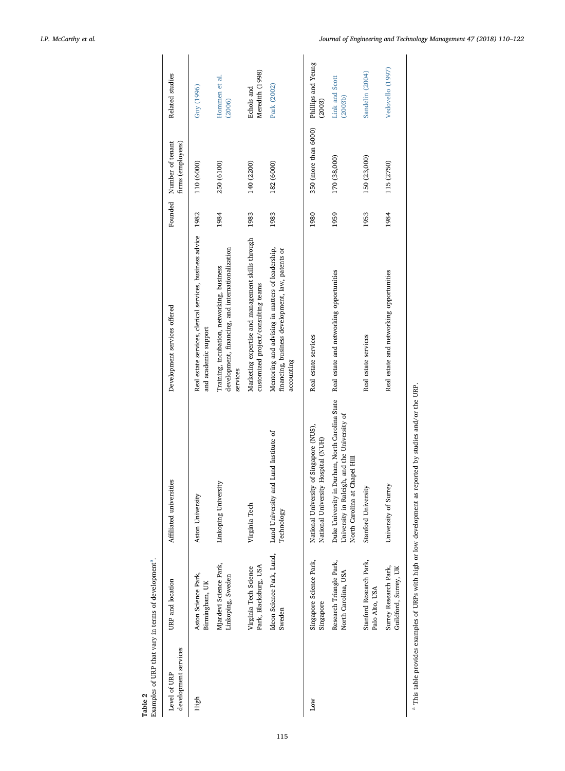**Table 2**
Examples of URP that vary in terms of development[a].

| Level of URP development services | URP and location | Affiliated universities | Development services offered | Founded | Number of tenant firms (employees) | Related studies |
|---|---|---|---|---|---|---|
| High | Aston Science Park, Birmingham, UK | Aston University | Real estate services, clerical services, business advice and academic support | 1982 | 110 (6000) | Guy (1996) |
| | Mjardevi Science Park, Linkoping, Sweden | Linkoping University | Training, incubation, networking, business development, financing, and internationalization services | 1984 | 250 (6100) | Hommen et al. (2006) |
| | Virginia Tech Science Park, Blacksburg, USA | Virginia Tech | Marketing expertise and management skills through customized project/consulting teams | 1983 | 140 (2200) | Echols and Meredith (1998) |
| | Ideon Science Park, Lund, Sweden | Lund University and Lund Institute of Technology | Mentoring and advising in matters of leadership, financing, business development, law, patents or accounting | 1983 | 182 (6000) | Park (2002) |
| Low | Singapore Science Park, Singapore | National University of Singapore (NUS), National University Hospital (NUH) | Real estate services | 1980 | 350 (more than 6000) | Phillips and Yeung (2003) |
| | Research Triangle Park, North Carolina, USA | Duke University in Durham, North Carolina State University in Raleigh, and the University of North Carolina at Chapel Hill | Real estate and networking opportunities | 1959 | 170 (38,000) | Link and Scott (2003b) |
| | Stanford Research Park, Palo Alto, USA | Stanford University | Real estate services | 1953 | 150 (23,000) | Sandelin (2004) |
| | Surrey Research Park, Guildford, Surrey, UK | University of Surrey | Real estate and networking opportunities | 1984 | 115 (2750) | Vedovello (1997) |

[a] This table provides examples of URPs with high or low development as reported by studies and/or the URP.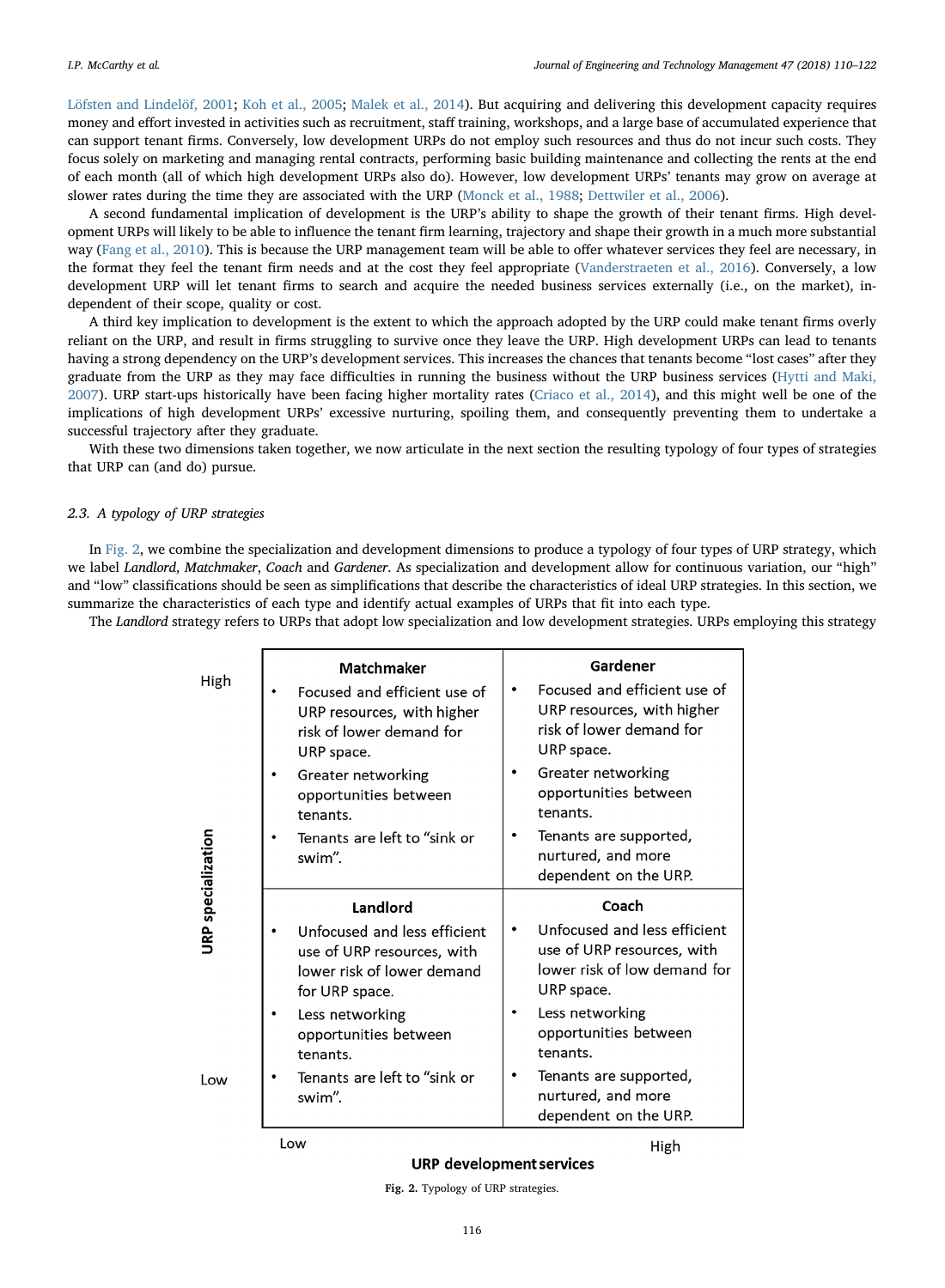Löfsten and Lindelöf, 2001; Koh et al., 2005; Malek et al., 2014). But acquiring and delivering this development capacity requires money and effort invested in activities such as recruitment, staff training, workshops, and a large base of accumulated experience that can support tenant firms. Conversely, low development URPs do not employ such resources and thus do not incur such costs. They focus solely on marketing and managing rental contracts, performing basic building maintenance and collecting the rents at the end of each month (all of which high development URPs also do). However, low development URPs' tenants may grow on average at slower rates during the time they are associated with the URP (Monck et al., 1988; Dettwiler et al., 2006).

A second fundamental implication of development is the URP's ability to shape the growth of their tenant firms. High development URPs will likely to be able to influence the tenant firm learning, trajectory and shape their growth in a much more substantial way (Fang et al., 2010). This is because the URP management team will be able to offer whatever services they feel are necessary, in the format they feel the tenant firm needs and at the cost they feel appropriate (Vanderstraeten et al., 2016). Conversely, a low development URP will let tenant firms to search and acquire the needed business services externally (i.e., on the market), independent of their scope, quality or cost.

A third key implication to development is the extent to which the approach adopted by the URP could make tenant firms overly reliant on the URP, and result in firms struggling to survive once they leave the URP. High development URPs can lead to tenants having a strong dependency on the URP's development services. This increases the chances that tenants become "lost cases" after they graduate from the URP as they may face difficulties in running the business without the URP business services (Hytti and Maki, 2007). URP start-ups historically have been facing higher mortality rates (Criaco et al., 2014), and this might well be one of the implications of high development URPs' excessive nurturing, spoiling them, and consequently preventing them to undertake a successful trajectory after they graduate.

With these two dimensions taken together, we now articulate in the next section the resulting typology of four types of strategies that URP can (and do) pursue.

### 2.3. A typology of URP strategies

In Fig. 2, we combine the specialization and development dimensions to produce a typology of four types of URP strategy, which we label *Landlord*, *Matchmaker*, *Coach* and *Gardener*. As specialization and development allow for continuous variation, our "high" and "low" classifications should be seen as simplifications that describe the characteristics of ideal URP strategies. In this section, we summarize the characteristics of each type and identify actual examples of URPs that fit into each type.

The *Landlord* strategy refers to URPs that adopt low specialization and low development strategies. URPs employing this strategy

| URP specialization | URP development services: Low | URP development services: High |
| --- | --- | --- |
| High | **Matchmaker**<br>• Focused and efficient use of URP resources, with higher risk of lower demand for URP space.<br>• Greater networking opportunities between tenants.<br>• Tenants are left to "sink or swim". | **Gardener**<br>• Focused and efficient use of URP resources, with higher risk of lower demand for URP space.<br>• Greater networking opportunities between tenants.<br>• Tenants are supported, nurtured, and more dependent on the URP. |
| Low | **Landlord**<br>• Unfocused and less efficient use of URP resources, with lower risk of lower demand for URP space.<br>• Less networking opportunities between tenants.<br>• Tenants are left to "sink or swim". | **Coach**<br>• Unfocused and less efficient use of URP resources, with lower risk of low demand for URP space.<br>• Less networking opportunities between tenants.<br>• Tenants are supported, nurtured, and more dependent on the URP. |

**Fig. 2.** Typology of URP strategies.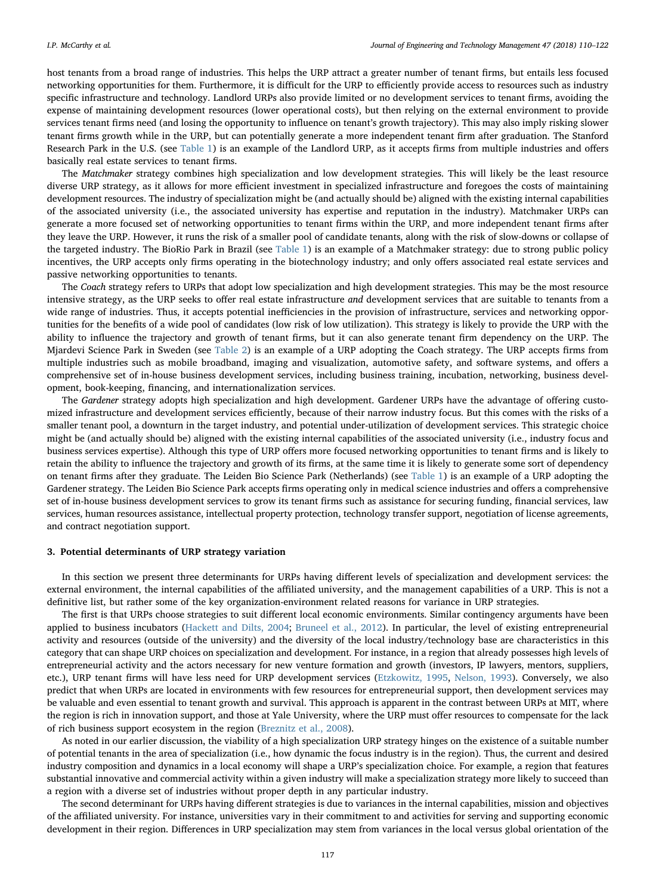host tenants from a broad range of industries. This helps the URP attract a greater number of tenant firms, but entails less focused networking opportunities for them. Furthermore, it is difficult for the URP to efficiently provide access to resources such as industry specific infrastructure and technology. Landlord URPs also provide limited or no development services to tenant firms, avoiding the expense of maintaining development resources (lower operational costs), but then relying on the external environment to provide services tenant firms need (and losing the opportunity to influence on tenant's growth trajectory). This may also imply risking slower tenant firms growth while in the URP, but can potentially generate a more independent tenant firm after graduation. The Stanford Research Park in the U.S. (see Table 1) is an example of the Landlord URP, as it accepts firms from multiple industries and offers basically real estate services to tenant firms.

The *Matchmaker* strategy combines high specialization and low development strategies. This will likely be the least resource diverse URP strategy, as it allows for more efficient investment in specialized infrastructure and foregoes the costs of maintaining development resources. The industry of specialization might be (and actually should be) aligned with the existing internal capabilities of the associated university (i.e., the associated university has expertise and reputation in the industry). Matchmaker URPs can generate a more focused set of networking opportunities to tenant firms within the URP, and more independent tenant firms after they leave the URP. However, it runs the risk of a smaller pool of candidate tenants, along with the risk of slow-downs or collapse of the targeted industry. The BioRio Park in Brazil (see Table 1) is an example of a Matchmaker strategy: due to strong public policy incentives, the URP accepts only firms operating in the biotechnology industry; and only offers associated real estate services and passive networking opportunities to tenants.

The *Coach* strategy refers to URPs that adopt low specialization and high development strategies. This may be the most resource intensive strategy, as the URP seeks to offer real estate infrastructure *and* development services that are suitable to tenants from a wide range of industries. Thus, it accepts potential inefficiencies in the provision of infrastructure, services and networking opportunities for the benefits of a wide pool of candidates (low risk of low utilization). This strategy is likely to provide the URP with the ability to influence the trajectory and growth of tenant firms, but it can also generate tenant firm dependency on the URP. The Mjardevi Science Park in Sweden (see Table 2) is an example of a URP adopting the Coach strategy. The URP accepts firms from multiple industries such as mobile broadband, imaging and visualization, automotive safety, and software systems, and offers a comprehensive set of in-house business development services, including business training, incubation, networking, business development, book-keeping, financing, and internationalization services.

The *Gardener* strategy adopts high specialization and high development. Gardener URPs have the advantage of offering customized infrastructure and development services efficiently, because of their narrow industry focus. But this comes with the risks of a smaller tenant pool, a downturn in the target industry, and potential under-utilization of development services. This strategic choice might be (and actually should be) aligned with the existing internal capabilities of the associated university (i.e., industry focus and business services expertise). Although this type of URP offers more focused networking opportunities to tenant firms and is likely to retain the ability to influence the trajectory and growth of its firms, at the same time it is likely to generate some sort of dependency on tenant firms after they graduate. The Leiden Bio Science Park (Netherlands) (see Table 1) is an example of a URP adopting the Gardener strategy. The Leiden Bio Science Park accepts firms operating only in medical science industries and offers a comprehensive set of in-house business development services to grow its tenant firms such as assistance for securing funding, financial services, law services, human resources assistance, intellectual property protection, technology transfer support, negotiation of license agreements, and contract negotiation support.

## 3. Potential determinants of URP strategy variation

In this section we present three determinants for URPs having different levels of specialization and development services: the external environment, the internal capabilities of the affiliated university, and the management capabilities of a URP. This is not a definitive list, but rather some of the key organization-environment related reasons for variance in URP strategies.

The first is that URPs choose strategies to suit different local economic environments. Similar contingency arguments have been applied to business incubators (Hackett and Dilts, 2004; Bruneel et al., 2012). In particular, the level of existing entrepreneurial activity and resources (outside of the university) and the diversity of the local industry/technology base are characteristics in this category that can shape URP choices on specialization and development. For instance, in a region that already possesses high levels of entrepreneurial activity and the actors necessary for new venture formation and growth (investors, IP lawyers, mentors, suppliers, etc.), URP tenant firms will have less need for URP development services (Etzkowitz, 1995, Nelson, 1993). Conversely, we also predict that when URPs are located in environments with few resources for entrepreneurial support, then development services may be valuable and even essential to tenant growth and survival. This approach is apparent in the contrast between URPs at MIT, where the region is rich in innovation support, and those at Yale University, where the URP must offer resources to compensate for the lack of rich business support ecosystem in the region (Breznitz et al., 2008).

As noted in our earlier discussion, the viability of a high specialization URP strategy hinges on the existence of a suitable number of potential tenants in the area of specialization (i.e., how dynamic the focus industry is in the region). Thus, the current and desired industry composition and dynamics in a local economy will shape a URP's specialization choice. For example, a region that features substantial innovative and commercial activity within a given industry will make a specialization strategy more likely to succeed than a region with a diverse set of industries without proper depth in any particular industry.

The second determinant for URPs having different strategies is due to variances in the internal capabilities, mission and objectives of the affiliated university. For instance, universities vary in their commitment to and activities for serving and supporting economic development in their region. Differences in URP specialization may stem from variances in the local versus global orientation of the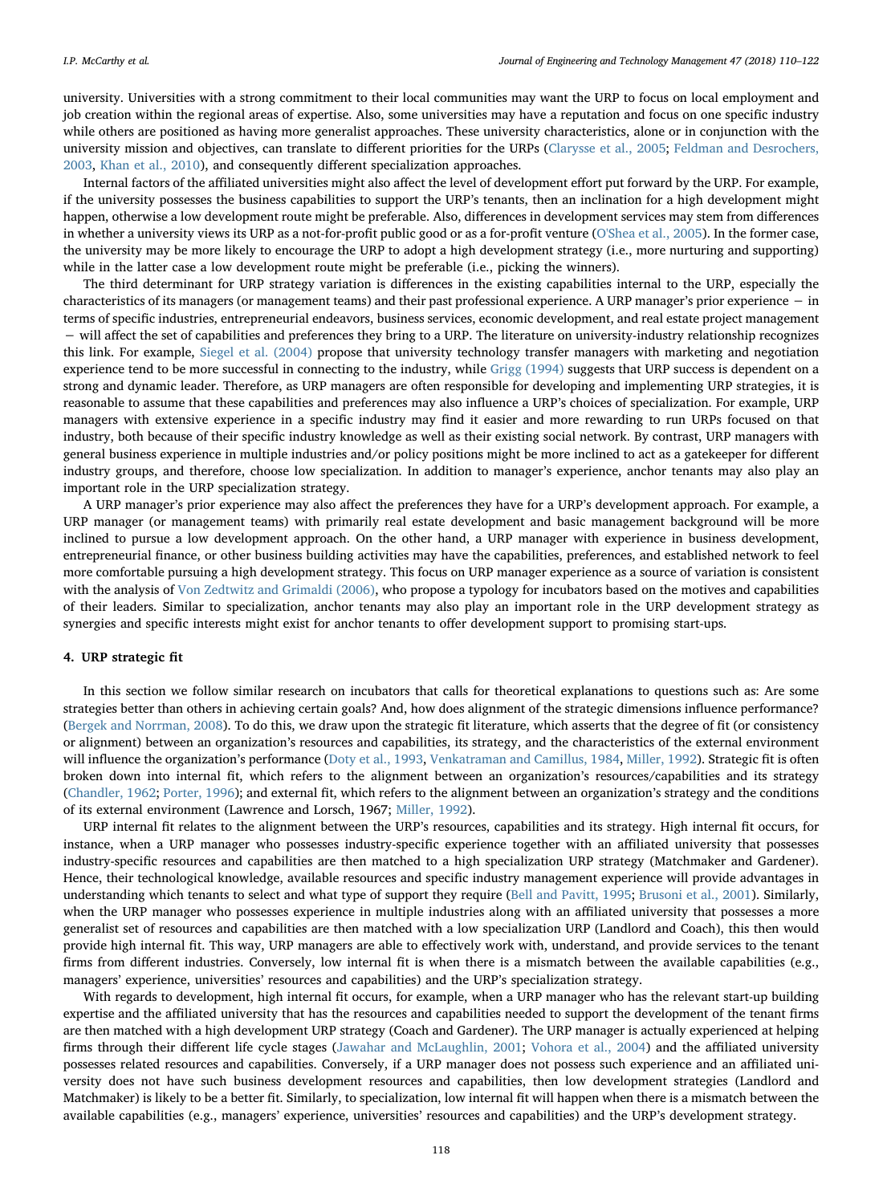university. Universities with a strong commitment to their local communities may want the URP to focus on local employment and job creation within the regional areas of expertise. Also, some universities may have a reputation and focus on one specific industry while others are positioned as having more generalist approaches. These university characteristics, alone or in conjunction with the university mission and objectives, can translate to different priorities for the URPs (Clarysse et al., 2005; Feldman and Desrochers, 2003, Khan et al., 2010), and consequently different specialization approaches.

Internal factors of the affiliated universities might also affect the level of development effort put forward by the URP. For example, if the university possesses the business capabilities to support the URP's tenants, then an inclination for a high development might happen, otherwise a low development route might be preferable. Also, differences in development services may stem from differences in whether a university views its URP as a not-for-profit public good or as a for-profit venture (O'Shea et al., 2005). In the former case, the university may be more likely to encourage the URP to adopt a high development strategy (i.e., more nurturing and supporting) while in the latter case a low development route might be preferable (i.e., picking the winners).

The third determinant for URP strategy variation is differences in the existing capabilities internal to the URP, especially the characteristics of its managers (or management teams) and their past professional experience. A URP manager's prior experience − in terms of specific industries, entrepreneurial endeavors, business services, economic development, and real estate project management − will affect the set of capabilities and preferences they bring to a URP. The literature on university-industry relationship recognizes this link. For example, Siegel et al. (2004) propose that university technology transfer managers with marketing and negotiation experience tend to be more successful in connecting to the industry, while Grigg (1994) suggests that URP success is dependent on a strong and dynamic leader. Therefore, as URP managers are often responsible for developing and implementing URP strategies, it is reasonable to assume that these capabilities and preferences may also influence a URP's choices of specialization. For example, URP managers with extensive experience in a specific industry may find it easier and more rewarding to run URPs focused on that industry, both because of their specific industry knowledge as well as their existing social network. By contrast, URP managers with general business experience in multiple industries and/or policy positions might be more inclined to act as a gatekeeper for different industry groups, and therefore, choose low specialization. In addition to manager's experience, anchor tenants may also play an important role in the URP specialization strategy.

A URP manager's prior experience may also affect the preferences they have for a URP's development approach. For example, a URP manager (or management teams) with primarily real estate development and basic management background will be more inclined to pursue a low development approach. On the other hand, a URP manager with experience in business development, entrepreneurial finance, or other business building activities may have the capabilities, preferences, and established network to feel more comfortable pursuing a high development strategy. This focus on URP manager experience as a source of variation is consistent with the analysis of Von Zedtwitz and Grimaldi (2006), who propose a typology for incubators based on the motives and capabilities of their leaders. Similar to specialization, anchor tenants may also play an important role in the URP development strategy as synergies and specific interests might exist for anchor tenants to offer development support to promising start-ups.

## 4. URP strategic fit

In this section we follow similar research on incubators that calls for theoretical explanations to questions such as: Are some strategies better than others in achieving certain goals? And, how does alignment of the strategic dimensions influence performance? (Bergek and Norrman, 2008). To do this, we draw upon the strategic fit literature, which asserts that the degree of fit (or consistency or alignment) between an organization's resources and capabilities, its strategy, and the characteristics of the external environment will influence the organization's performance (Doty et al., 1993, Venkatraman and Camillus, 1984, Miller, 1992). Strategic fit is often broken down into internal fit, which refers to the alignment between an organization's resources/capabilities and its strategy (Chandler, 1962; Porter, 1996); and external fit, which refers to the alignment between an organization's strategy and the conditions of its external environment (Lawrence and Lorsch, 1967; Miller, 1992).

URP internal fit relates to the alignment between the URP's resources, capabilities and its strategy. High internal fit occurs, for instance, when a URP manager who possesses industry-specific experience together with an affiliated university that possesses industry-specific resources and capabilities are then matched to a high specialization URP strategy (Matchmaker and Gardener). Hence, their technological knowledge, available resources and specific industry management experience will provide advantages in understanding which tenants to select and what type of support they require (Bell and Pavitt, 1995; Brusoni et al., 2001). Similarly, when the URP manager who possesses experience in multiple industries along with an affiliated university that possesses a more generalist set of resources and capabilities are then matched with a low specialization URP (Landlord and Coach), this then would provide high internal fit. This way, URP managers are able to effectively work with, understand, and provide services to the tenant firms from different industries. Conversely, low internal fit is when there is a mismatch between the available capabilities (e.g., managers' experience, universities' resources and capabilities) and the URP's specialization strategy.

With regards to development, high internal fit occurs, for example, when a URP manager who has the relevant start-up building expertise and the affiliated university that has the resources and capabilities needed to support the development of the tenant firms are then matched with a high development URP strategy (Coach and Gardener). The URP manager is actually experienced at helping firms through their different life cycle stages (Jawahar and McLaughlin, 2001; Vohora et al., 2004) and the affiliated university possesses related resources and capabilities. Conversely, if a URP manager does not possess such experience and an affiliated university does not have such business development resources and capabilities, then low development strategies (Landlord and Matchmaker) is likely to be a better fit. Similarly, to specialization, low internal fit will happen when there is a mismatch between the available capabilities (e.g., managers' experience, universities' resources and capabilities) and the URP's development strategy.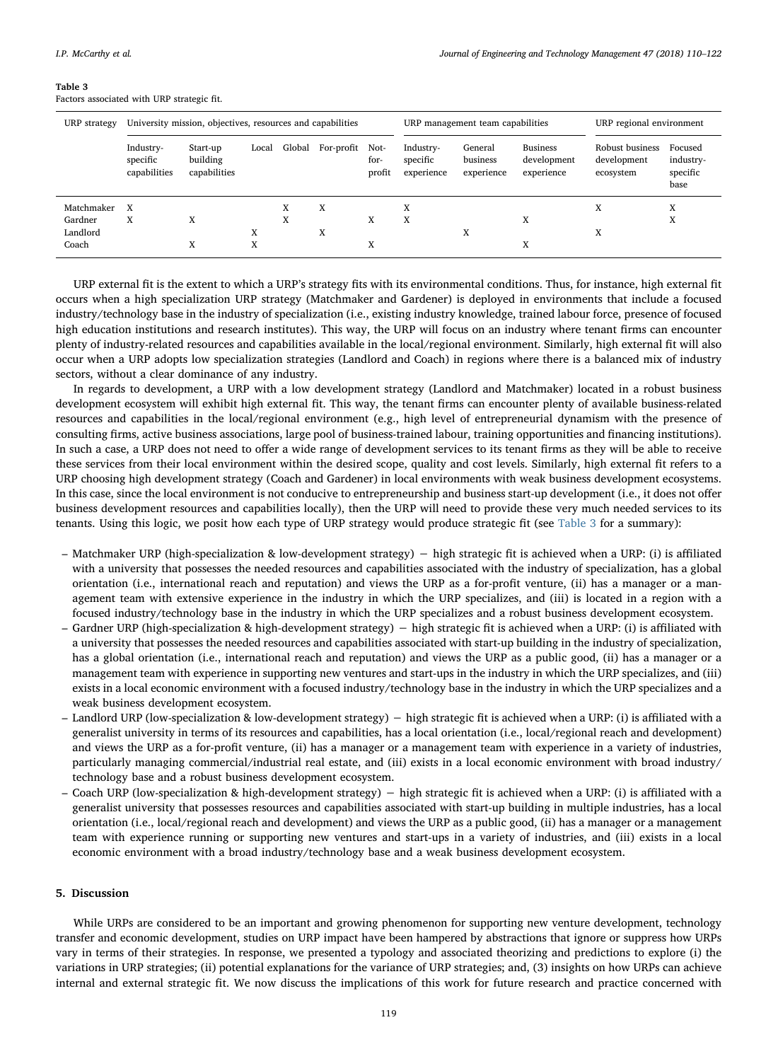**Table 3**
Factors associated with URP strategic fit.

| URP strategy | University mission, objectives, resources and capabilities | | | | | | URP management team capabilities | | | URP regional environment | |
|---|---|---|---|---|---|---|---|---|---|---|---|
| | Industry-specific capabilities | Start-up building capabilities | Local | Global | For-profit | Not-for-profit | Industry-specific experience | General business experience | Business development experience | Robust business development ecosystem | Focused industry-specific base |
| Matchmaker | X | | | X | X | | X | | | X | X |
| Gardner | X | X | | X | | X | X | | X | | X |
| Landlord | | | X | | X | | | X | | X | |
| Coach | | X | X | | | X | | | X | | |

URP external fit is the extent to which a URP's strategy fits with its environmental conditions. Thus, for instance, high external fit occurs when a high specialization URP strategy (Matchmaker and Gardener) is deployed in environments that include a focused industry/technology base in the industry of specialization (i.e., existing industry knowledge, trained labour force, presence of focused high education institutions and research institutes). This way, the URP will focus on an industry where tenant firms can encounter plenty of industry-related resources and capabilities available in the local/regional environment. Similarly, high external fit will also occur when a URP adopts low specialization strategies (Landlord and Coach) in regions where there is a balanced mix of industry sectors, without a clear dominance of any industry.

In regards to development, a URP with a low development strategy (Landlord and Matchmaker) located in a robust business development ecosystem will exhibit high external fit. This way, the tenant firms can encounter plenty of available business-related resources and capabilities in the local/regional environment (e.g., high level of entrepreneurial dynamism with the presence of consulting firms, active business associations, large pool of business-trained labour, training opportunities and financing institutions). In such a case, a URP does not need to offer a wide range of development services to its tenant firms as they will be able to receive these services from their local environment within the desired scope, quality and cost levels. Similarly, high external fit refers to a URP choosing high development strategy (Coach and Gardener) in local environments with weak business development ecosystems. In this case, since the local environment is not conducive to entrepreneurship and business start-up development (i.e., it does not offer business development resources and capabilities locally), then the URP will need to provide these very much needed services to its tenants. Using this logic, we posit how each type of URP strategy would produce strategic fit (see Table 3 for a summary):

– Matchmaker URP (high-specialization & low-development strategy) − high strategic fit is achieved when a URP: (i) is affiliated with a university that possesses the needed resources and capabilities associated with the industry of specialization, has a global orientation (i.e., international reach and reputation) and views the URP as a for-profit venture, (ii) has a manager or a management team with extensive experience in the industry in which the URP specializes, and (iii) is located in a region with a focused industry/technology base in the industry in which the URP specializes and a robust business development ecosystem.
– Gardner URP (high-specialization & high-development strategy) − high strategic fit is achieved when a URP: (i) is affiliated with a university that possesses the needed resources and capabilities associated with start-up building in the industry of specialization, has a global orientation (i.e., international reach and reputation) and views the URP as a public good, (ii) has a manager or a management team with experience in supporting new ventures and start-ups in the industry in which the URP specializes, and (iii) exists in a local economic environment with a focused industry/technology base in the industry in which the URP specializes and a weak business development ecosystem.
– Landlord URP (low-specialization & low-development strategy) − high strategic fit is achieved when a URP: (i) is affiliated with a generalist university in terms of its resources and capabilities, has a local orientation (i.e., local/regional reach and development) and views the URP as a for-profit venture, (ii) has a manager or a management team with experience in a variety of industries, particularly managing commercial/industrial real estate, and (iii) exists in a local economic environment with broad industry/technology base and a robust business development ecosystem.
– Coach URP (low-specialization & high-development strategy) − high strategic fit is achieved when a URP: (i) is affiliated with a generalist university that possesses resources and capabilities associated with start-up building in multiple industries, has a local orientation (i.e., local/regional reach and development) and views the URP as a public good, (ii) has a manager or a management team with experience running or supporting new ventures and start-ups in a variety of industries, and (iii) exists in a local economic environment with a broad industry/technology base and a weak business development ecosystem.

## 5. Discussion

While URPs are considered to be an important and growing phenomenon for supporting new venture development, technology transfer and economic development, studies on URP impact have been hampered by abstractions that ignore or suppress how URPs vary in terms of their strategies. In response, we presented a typology and associated theorizing and predictions to explore (i) the variations in URP strategies; (ii) potential explanations for the variance of URP strategies; and, (3) insights on how URPs can achieve internal and external strategic fit. We now discuss the implications of this work for future research and practice concerned with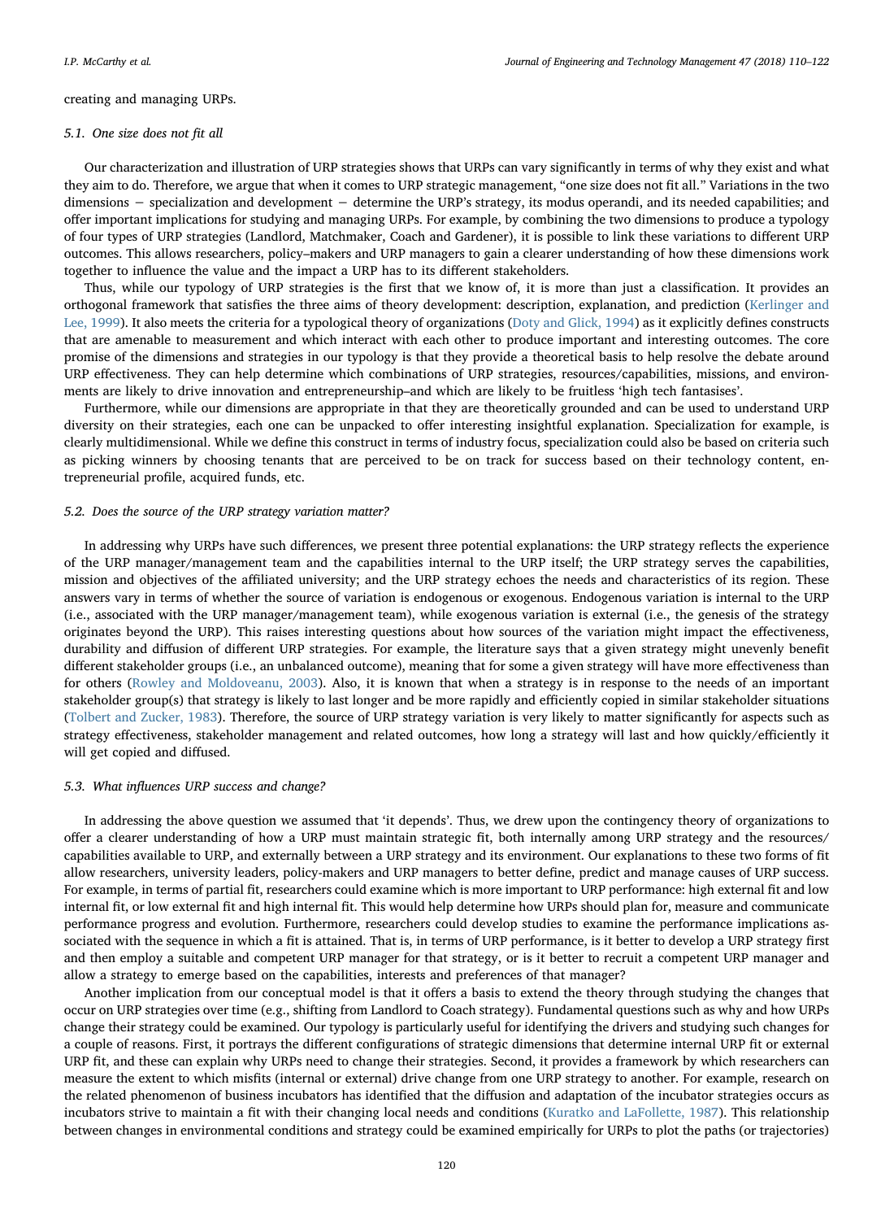creating and managing URPs.

### 5.1. One size does not fit all

Our characterization and illustration of URP strategies shows that URPs can vary significantly in terms of why they exist and what they aim to do. Therefore, we argue that when it comes to URP strategic management, "one size does not fit all." Variations in the two dimensions − specialization and development − determine the URP's strategy, its modus operandi, and its needed capabilities; and offer important implications for studying and managing URPs. For example, by combining the two dimensions to produce a typology of four types of URP strategies (Landlord, Matchmaker, Coach and Gardener), it is possible to link these variations to different URP outcomes. This allows researchers, policy–makers and URP managers to gain a clearer understanding of how these dimensions work together to influence the value and the impact a URP has to its different stakeholders.

Thus, while our typology of URP strategies is the first that we know of, it is more than just a classification. It provides an orthogonal framework that satisfies the three aims of theory development: description, explanation, and prediction (Kerlinger and Lee, 1999). It also meets the criteria for a typological theory of organizations (Doty and Glick, 1994) as it explicitly defines constructs that are amenable to measurement and which interact with each other to produce important and interesting outcomes. The core promise of the dimensions and strategies in our typology is that they provide a theoretical basis to help resolve the debate around URP effectiveness. They can help determine which combinations of URP strategies, resources/capabilities, missions, and environments are likely to drive innovation and entrepreneurship–and which are likely to be fruitless 'high tech fantasises'.

Furthermore, while our dimensions are appropriate in that they are theoretically grounded and can be used to understand URP diversity on their strategies, each one can be unpacked to offer interesting insightful explanation. Specialization for example, is clearly multidimensional. While we define this construct in terms of industry focus, specialization could also be based on criteria such as picking winners by choosing tenants that are perceived to be on track for success based on their technology content, entrepreneurial profile, acquired funds, etc.

### 5.2. Does the source of the URP strategy variation matter?

In addressing why URPs have such differences, we present three potential explanations: the URP strategy reflects the experience of the URP manager/management team and the capabilities internal to the URP itself; the URP strategy serves the capabilities, mission and objectives of the affiliated university; and the URP strategy echoes the needs and characteristics of its region. These answers vary in terms of whether the source of variation is endogenous or exogenous. Endogenous variation is internal to the URP (i.e., associated with the URP manager/management team), while exogenous variation is external (i.e., the genesis of the strategy originates beyond the URP). This raises interesting questions about how sources of the variation might impact the effectiveness, durability and diffusion of different URP strategies. For example, the literature says that a given strategy might unevenly benefit different stakeholder groups (i.e., an unbalanced outcome), meaning that for some a given strategy will have more effectiveness than for others (Rowley and Moldoveanu, 2003). Also, it is known that when a strategy is in response to the needs of an important stakeholder group(s) that strategy is likely to last longer and be more rapidly and efficiently copied in similar stakeholder situations (Tolbert and Zucker, 1983). Therefore, the source of URP strategy variation is very likely to matter significantly for aspects such as strategy effectiveness, stakeholder management and related outcomes, how long a strategy will last and how quickly/efficiently it will get copied and diffused.

### 5.3. What influences URP success and change?

In addressing the above question we assumed that 'it depends'. Thus, we drew upon the contingency theory of organizations to offer a clearer understanding of how a URP must maintain strategic fit, both internally among URP strategy and the resources/ capabilities available to URP, and externally between a URP strategy and its environment. Our explanations to these two forms of fit allow researchers, university leaders, policy-makers and URP managers to better define, predict and manage causes of URP success. For example, in terms of partial fit, researchers could examine which is more important to URP performance: high external fit and low internal fit, or low external fit and high internal fit. This would help determine how URPs should plan for, measure and communicate performance progress and evolution. Furthermore, researchers could develop studies to examine the performance implications associated with the sequence in which a fit is attained. That is, in terms of URP performance, is it better to develop a URP strategy first and then employ a suitable and competent URP manager for that strategy, or is it better to recruit a competent URP manager and allow a strategy to emerge based on the capabilities, interests and preferences of that manager?

Another implication from our conceptual model is that it offers a basis to extend the theory through studying the changes that occur on URP strategies over time (e.g., shifting from Landlord to Coach strategy). Fundamental questions such as why and how URPs change their strategy could be examined. Our typology is particularly useful for identifying the drivers and studying such changes for a couple of reasons. First, it portrays the different configurations of strategic dimensions that determine internal URP fit or external URP fit, and these can explain why URPs need to change their strategies. Second, it provides a framework by which researchers can measure the extent to which misfits (internal or external) drive change from one URP strategy to another. For example, research on the related phenomenon of business incubators has identified that the diffusion and adaptation of the incubator strategies occurs as incubators strive to maintain a fit with their changing local needs and conditions (Kuratko and LaFollette, 1987). This relationship between changes in environmental conditions and strategy could be examined empirically for URPs to plot the paths (or trajectories)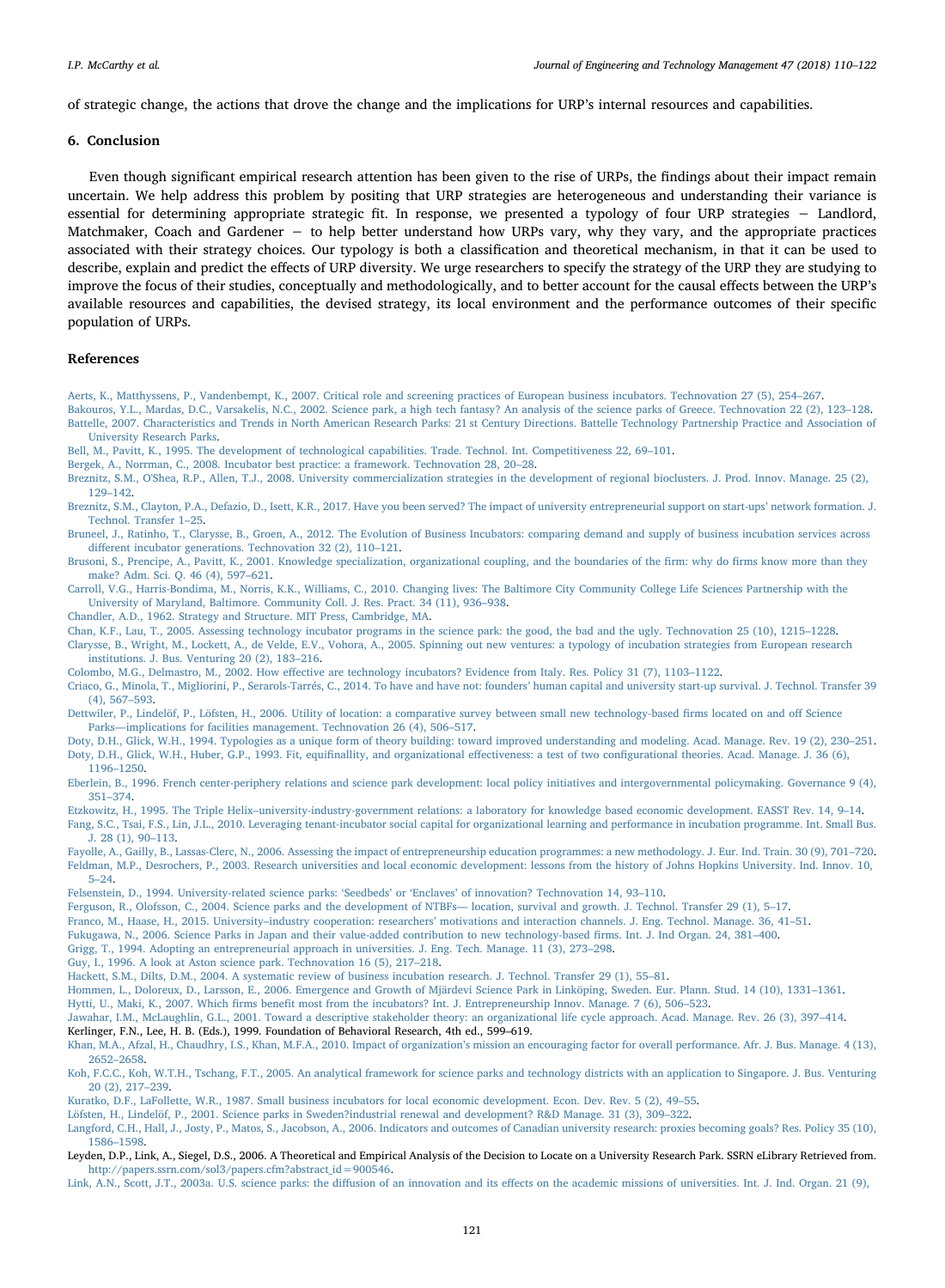of strategic change, the actions that drove the change and the implications for URP's internal resources and capabilities.

## 6. Conclusion

Even though significant empirical research attention has been given to the rise of URPs, the findings about their impact remain uncertain. We help address this problem by positing that URP strategies are heterogeneous and understanding their variance is essential for determining appropriate strategic fit. In response, we presented a typology of four URP strategies − Landlord, Matchmaker, Coach and Gardener − to help better understand how URPs vary, why they vary, and the appropriate practices associated with their strategy choices. Our typology is both a classification and theoretical mechanism, in that it can be used to describe, explain and predict the effects of URP diversity. We urge researchers to specify the strategy of the URP they are studying to improve the focus of their studies, conceptually and methodologically, and to better account for the causal effects between the URP's available resources and capabilities, the devised strategy, its local environment and the performance outcomes of their specific population of URPs.

## References

Aerts, K., Matthyssens, P., Vandenbempt, K., 2007. Critical role and screening practices of European business incubators. Technovation 27 (5), 254–267.

Bakouros, Y.L., Mardas, D.C., Varsakelis, N.C., 2002. Science park, a high tech fantasy? An analysis of the science parks of Greece. Technovation 22 (2), 123–128.

Battelle, 2007. Characteristics and Trends in North American Research Parks: 21 st Century Directions. Battelle Technology Partnership Practice and Association of University Research Parks.

Bell, M., Pavitt, K., 1995. The development of technological capabilities. Trade. Technol. Int. Competitiveness 22, 69–101.

Bergek, A., Norrman, C., 2008. Incubator best practice: a framework. Technovation 28, 20–28.

Breznitz, S.M., O'Shea, R.P., Allen, T.J., 2008. University commercialization strategies in the development of regional bioclusters. J. Prod. Innov. Manage. 25 (2), 129–142.

Breznitz, S.M., Clayton, P.A., Defazio, D., Isett, K.R., 2017. Have you been served? The impact of university entrepreneurial support on start-ups' network formation. J. Technol. Transfer 1–25.

Bruneel, J., Ratinho, T., Clarysse, B., Groen, A., 2012. The Evolution of Business Incubators: comparing demand and supply of business incubation services across different incubator generations. Technovation 32 (2), 110–121.

Brusoni, S., Prencipe, A., Pavitt, K., 2001. Knowledge specialization, organizational coupling, and the boundaries of the firm: why do firms know more than they make? Adm. Sci. Q. 46 (4), 597–621.

Carroll, V.G., Harris-Bondima, M., Norris, K.K., Williams, C., 2010. Changing lives: The Baltimore City Community College Life Sciences Partnership with the University of Maryland, Baltimore. Community Coll. J. Res. Pract. 34 (11), 936–938.

Chandler, A.D., 1962. Strategy and Structure. MIT Press, Cambridge, MA.

Chan, K.F., Lau, T., 2005. Assessing technology incubator programs in the science park: the good, the bad and the ugly. Technovation 25 (10), 1215–1228.

Clarysse, B., Wright, M., Lockett, A., de Velde, E.V., Vohora, A., 2005. Spinning out new ventures: a typology of incubation strategies from European research institutions. J. Bus. Venturing 20 (2), 183–216.

Colombo, M.G., Delmastro, M., 2002. How effective are technology incubators? Evidence from Italy. Res. Policy 31 (7), 1103–1122.

Criaco, G., Minola, T., Migliorini, P., Serarols-Tarrés, C., 2014. To have and have not: founders' human capital and university start-up survival. J. Technol. Transfer 39 (4), 567–593.

Dettwiler, P., Lindelöf, P., Löfsten, H., 2006. Utility of location: a comparative survey between small new technology-based firms located on and off Science Parks—implications for facilities management. Technovation 26 (4), 506–517.

Doty, D.H., Glick, W.H., 1994. Typologies as a unique form of theory building: toward improved understanding and modeling. Acad. Manage. Rev. 19 (2), 230–251.

Doty, D.H., Glick, W.H., Huber, G.P., 1993. Fit, equifinallity, and organizational effectiveness: a test of two configurational theories. Acad. Manage. J. 36 (6), 1196–1250.

Eberlein, B., 1996. French center-periphery relations and science park development: local policy initiatives and intergovernmental policymaking. Governance 9 (4), 351–374.

Etzkowitz, H., 1995. The Triple Helix–university-industry-government relations: a laboratory for knowledge based economic development. EASST Rev. 14, 9–14.

Fang, S.C., Tsai, F.S., Lin, J.L., 2010. Leveraging tenant-incubator social capital for organizational learning and performance in incubation programme. Int. Small Bus. J. 28 (1), 90–113.

Fayolle, A., Gailly, B., Lassas-Clerc, N., 2006. Assessing the impact of entrepreneurship education programmes: a new methodology. J. Eur. Ind. Train. 30 (9), 701–720.

Feldman, M.P., Desrochers, P., 2003. Research universities and local economic development: lessons from the history of Johns Hopkins University. Ind. Innov. 10, 5–24.

Felsenstein, D., 1994. University-related science parks: 'Seedbeds' or 'Enclaves' of innovation? Technovation 14, 93–110.

Ferguson, R., Olofsson, C., 2004. Science parks and the development of NTBFs— location, survival and growth. J. Technol. Transfer 29 (1), 5–17.

Franco, M., Haase, H., 2015. University–industry cooperation: researchers' motivations and interaction channels. J. Eng. Technol. Manage. 36, 41–51.

Fukugawa, N., 2006. Science Parks in Japan and their value-added contribution to new technology-based firms. Int. J. Ind Organ. 24, 381–400.

Grigg, T., 1994. Adopting an entrepreneurial approach in universities. J. Eng. Tech. Manage. 11 (3), 273–298.

Guy, I., 1996. A look at Aston science park. Technovation 16 (5), 217–218.

Hackett, S.M., Dilts, D.M., 2004. A systematic review of business incubation research. J. Technol. Transfer 29 (1), 55–81.

Hommen, L., Doloreux, D., Larsson, E., 2006. Emergence and Growth of Mjärdevi Science Park in Linköping, Sweden. Eur. Plann. Stud. 14 (10), 1331–1361.

Hytti, U., Maki, K., 2007. Which firms benefit most from the incubators? Int. J. Entrepreneurship Innov. Manage. 7 (6), 506–523.

Jawahar, I.M., McLaughlin, G.L., 2001. Toward a descriptive stakeholder theory: an organizational life cycle approach. Acad. Manage. Rev. 26 (3), 397–414.

Kerlinger, F.N., Lee, H. B. (Eds.), 1999. Foundation of Behavioral Research, 4th ed., 599–619.

Khan, M.A., Afzal, H., Chaudhry, I.S., Khan, M.F.A., 2010. Impact of organization's mission an encouraging factor for overall performance. Afr. J. Bus. Manage. 4 (13), 2652–2658.

Koh, F.C.C., Koh, W.T.H., Tschang, F.T., 2005. An analytical framework for science parks and technology districts with an application to Singapore. J. Bus. Venturing 20 (2), 217–239.

Kuratko, D.F., LaFollette, W.R., 1987. Small business incubators for local economic development. Econ. Dev. Rev. 5 (2), 49–55.

Löfsten, H., Lindelöf, P., 2001. Science parks in Sweden?industrial renewal and development? R&D Manage. 31 (3), 309–322.

Langford, C.H., Hall, J., Josty, P., Matos, S., Jacobson, A., 2006. Indicators and outcomes of Canadian university research: proxies becoming goals? Res. Policy 35 (10), 1586–1598.

Leyden, D.P., Link, A., Siegel, D.S., 2006. A Theoretical and Empirical Analysis of the Decision to Locate on a University Research Park. SSRN eLibrary Retrieved from. http://papers.ssrn.com/sol3/papers.cfm?abstract_id=900546.

Link, A.N., Scott, J.T., 2003a. U.S. science parks: the diffusion of an innovation and its effects on the academic missions of universities. Int. J. Ind. Organ. 21 (9),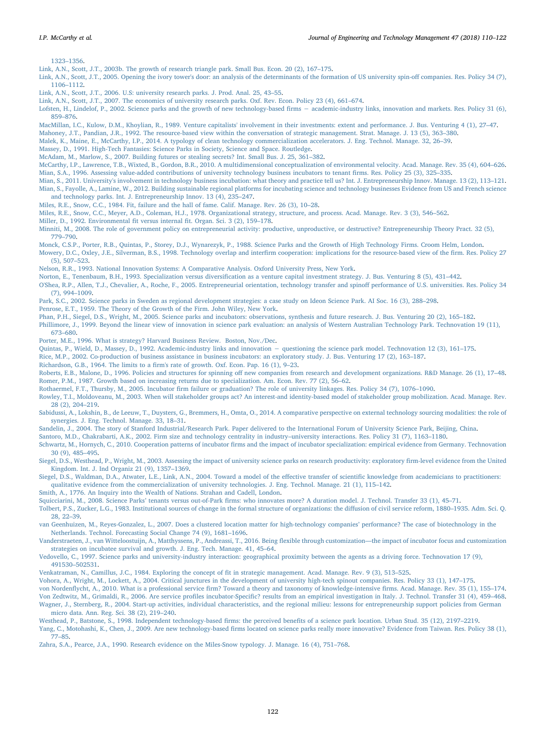1323–1356.

Link, A.N., Scott, J.T., 2003b. The growth of research triangle park. Small Bus. Econ. 20 (2), 167–175.

Link, A.N., Scott, J.T., 2005. Opening the ivory tower's door: an analysis of the determinants of the formation of US university spin-off companies. Res. Policy 34 (7), 1106–1112.

Link, A.N., Scott, J.T., 2006. U.S: university research parks. J. Prod. Anal. 25, 43–55.

Link, A.N., Scott, J.T., 2007. The economics of university research parks. Oxf. Rev. Econ. Policy 23 (4), 661–674.

Lofsten, H., Lindelof, P., 2002. Science parks and the growth of new technology-based firms − academic-industry links, innovation and markets. Res. Policy 31 (6), 859–876.

MacMillan, I.C., Kulow, D.M., Khoylian, R., 1989. Venture capitalists' involvement in their investments: extent and performance. J. Bus. Venturing 4 (1), 27–47.

Mahoney, J.T., Pandian, J.R., 1992. The resource-based view within the conversation of strategic management. Strat. Manage. J. 13 (5), 363–380.

Malek, K., Maine, E., McCarthy, I.P., 2014. A typology of clean technology commercialization accelerators. J. Eng. Technol. Manage. 32, 26–39.

Massey, D., 1991. High-Tech Fantasies: Science Parks in Society, Science and Space. Routledge.

McAdam, M., Marlow, S., 2007. Building futures or stealing secrets? Int. Small Bus. J. 25, 361–382.

McCarthy, I.P., Lawrence, T.B., Wixted, B., Gordon, B.R., 2010. A multidimensional conceptualization of environmental velocity. Acad. Manage. Rev. 35 (4), 604–626.

Mian, S.A., 1996. Assessing value-added contributions of university technology business incubators to tenant firms. Res. Policy 25 (3), 325–335.

Mian, S., 2011. University's involvement in technology business incubation: what theory and practice tell us? Int. J. Entrepreneurship Innov. Manage. 13 (2), 113–121.

Mian, S., Fayolle, A., Lamine, W., 2012. Building sustainable regional platforms for incubating science and technology businesses Evidence from US and French science and technology parks. Int. J. Entrepreneurship Innov. 13 (4), 235–247.

Miles, R.E., Snow, C.C., 1984. Fit, failure and the hall of fame. Calif. Manage. Rev. 26 (3), 10–28.

Miles, R.E., Snow, C.C., Meyer, A.D., Coleman, H.J., 1978. Organizational strategy, structure, and process. Acad. Manage. Rev. 3 (3), 546–562.

Miller, D., 1992. Environmental fit versus internal fit. Organ. Sci. 3 (2), 159–178.

Minniti, M., 2008. The role of government policy on entrepreneurial activity: productive, unproductive, or destructive? Entrepreneurship Theory Pract. 32 (5), 779–790.

Monck, C.S.P., Porter, R.B., Quintas, P., Storey, D.J., Wynarezyk, P., 1988. Science Parks and the Growth of High Technology Firms. Croom Helm, London.

Mowery, D.C., Oxley, J.E., Silverman, B.S., 1998. Technology overlap and interfirm cooperation: implications for the resource-based view of the firm. Res. Policy 27 (5), 507–523.

Nelson, R.R., 1993. National Innovation Systems: A Comparative Analysis. Oxford University Press, New York.

Norton, E., Tenenbaum, B.H., 1993. Specialization versus diversification as a venture capital investment strategy. J. Bus. Venturing 8 (5), 431–442.

O'Shea, R.P., Allen, T.J., Chevalier, A., Roche, F., 2005. Entrepreneurial orientation, technology transfer and spinoff performance of U.S. universities. Res. Policy 34 (7), 994–1009.

Park, S.C., 2002. Science parks in Sweden as regional development strategies: a case study on Ideon Science Park. AI Soc. 16 (3), 288–298.

Penrose, E.T., 1959. The Theory of the Growth of the Firm. John Wiley, New York.

Phan, P.H., Siegel, D.S., Wright, M., 2005. Science parks and incubators: observations, synthesis and future research. J. Bus. Venturing 20 (2), 165–182.

Phillimore, J., 1999. Beyond the linear view of innovation in science park evaluation: an analysis of Western Australian Technology Park. Technovation 19 (11), 673–680.

Porter, M.E., 1996. What is strategy? Harvard Business Review. Boston, Nov./Dec.

Quintas, P., Wield, D., Massey, D., 1992. Academic-industry links and innovation − questioning the science park model. Technovation 12 (3), 161–175.

Rice, M.P., 2002. Co-production of business assistance in business incubators: an exploratory study. J. Bus. Venturing 17 (2), 163–187.

Richardson, G.B., 1964. The limits to a firm's rate of growth. Oxf. Econ. Pap. 16 (1), 9–23.

Roberts, E.B., Malone, D., 1996. Policies and structures for spinning off new companies from research and development organizations. R&D Manage. 26 (1), 17–48.

Romer, P.M., 1987. Growth based on increasing returns due to specialization. Am. Econ. Rev. 77 (2), 56–62.

Rothaermel, F.T., Thursby, M., 2005. Incubator firm failure or graduation? The role of university linkages. Res. Policy 34 (7), 1076–1090.

Rowley, T.I., Moldoveanu, M., 2003. When will stakeholder groups act? An interest-and identity-based model of stakeholder group mobilization. Acad. Manage. Rev. 28 (2), 204–219.

Sabidussi, A., Lokshin, B., de Leeuw, T., Duysters, G., Bremmers, H., Omta, O., 2014. A comparative perspective on external technology sourcing modalities: the role of synergies. J. Eng. Technol. Manage. 33, 18–31.

Sandelin, J., 2004. The story of Stanford Industrial/Research Park. Paper delivered to the International Forum of University Science Park, Beijing, China.

Santoro, M.D., Chakrabarti, A.K., 2002. Firm size and technology centrality in industry–university interactions. Res. Policy 31 (7), 1163–1180.

Schwartz, M., Hornych, C., 2010. Cooperation patterns of incubator firms and the impact of incubator specialization: empirical evidence from Germany. Technovation 30 (9), 485–495.

Siegel, D.S., Westhead, P., Wright, M., 2003. Assessing the impact of university science parks on research productivity: exploratory firm-level evidence from the United Kingdom. Int. J. Ind Organiz 21 (9), 1357–1369.

Siegel, D.S., Waldman, D.A., Atwater, L.E., Link, A.N., 2004. Toward a model of the effective transfer of scientific knowledge from academicians to practitioners: qualitative evidence from the commercialization of university technologies. J. Eng. Technol. Manage. 21 (1), 115–142.

Smith, A., 1776. An Inquiry into the Wealth of Nations. Strahan and Cadell, London.

Squicciarini, M., 2008. Science Parks' tenants versus out-of-Park firms: who innovates more? A duration model. J. Technol. Transfer 33 (1), 45–71.

Tolbert, P.S., Zucker, L.G., 1983. Institutional sources of change in the formal structure of organizations: the diffusion of civil service reform, 1880–1935. Adm. Sci. Q. 28, 22–39.

van Geenhuizen, M., Reyes-Gonzalez, L., 2007. Does a clustered location matter for high-technology companies' performance? The case of biotechnology in the Netherlands. Technol. Forecasting Social Change 74 (9), 1681–1696.

Vanderstraeten, J., van Witteloostuijn, A., Matthyssens, P., Andreassi, T., 2016. Being flexible through customization—the impact of incubator focus and customization strategies on incubatee survival and growth. J. Eng. Tech. Manage. 41, 45–64.

Vedovello, C., 1997. Science parks and university-industry interaction: geographical proximity between the agents as a driving force. Technovation 17 (9), 491530–502531.

Venkatraman, N., Camillus, J.C., 1984. Exploring the concept of fit in strategic management. Acad. Manage. Rev. 9 (3), 513–525.

Vohora, A., Wright, M., Lockett, A., 2004. Critical junctures in the development of university high-tech spinout companies. Res. Policy 33 (1), 147–175.

von Nordenflycht, A., 2010. What is a professional service firm? Toward a theory and taxonomy of knowledge-intensive firms. Acad. Manage. Rev. 35 (1), 155–174.

Von Zedtwitz, M., Grimaldi, R., 2006. Are service profiles incubator-Specific? results from an empirical investigation in Italy. J. Technol. Transfer 31 (4), 459–468.

Wagner, J., Sternberg, R., 2004. Start-up activities, individual characteristics, and the regional milieu: lessons for entrepreneurship support policies from German micro data. Ann. Reg. Sci. 38 (2), 219–240.

Westhead, P., Batstone, S., 1998. Independent technology-based firms: the perceived benefits of a science park location. Urban Stud. 35 (12), 2197–2219.

Yang, C., Motohashi, K., Chen, J., 2009. Are new technology-based firms located on science parks really more innovative? Evidence from Taiwan. Res. Policy 38 (1), 77–85.

Zahra, S.A., Pearce, J.A., 1990. Research evidence on the Miles-Snow typology. J. Manage. 16 (4), 751–768.